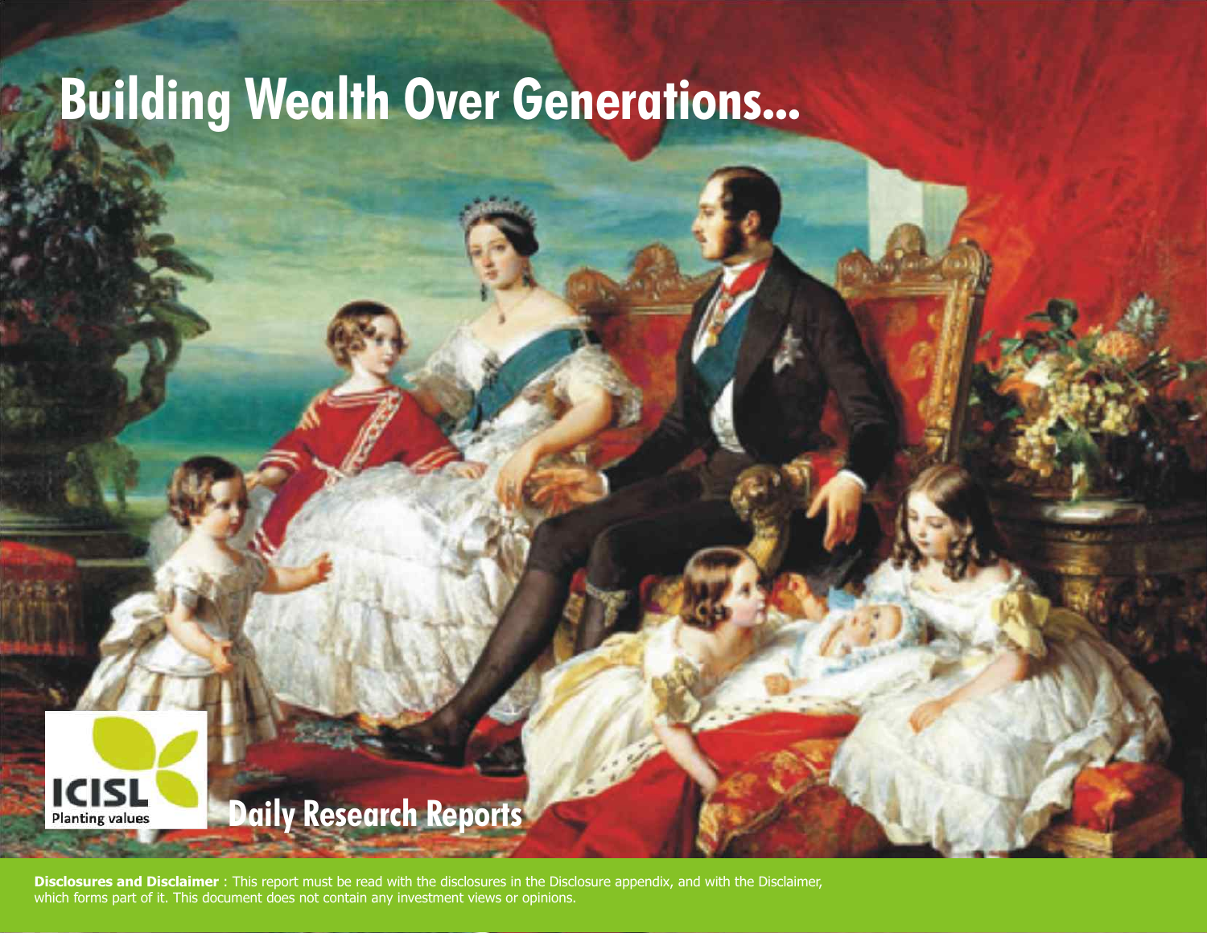# Building Wealth Over Generations...

ICISL
Planting values

## Daily Research Reports

**Disclosures and Disclaimer** : This report must be read with the disclosures in the Disclosure appendix, and with the Disclaimer, which forms part of it. This document does not contain any investment views or opinions.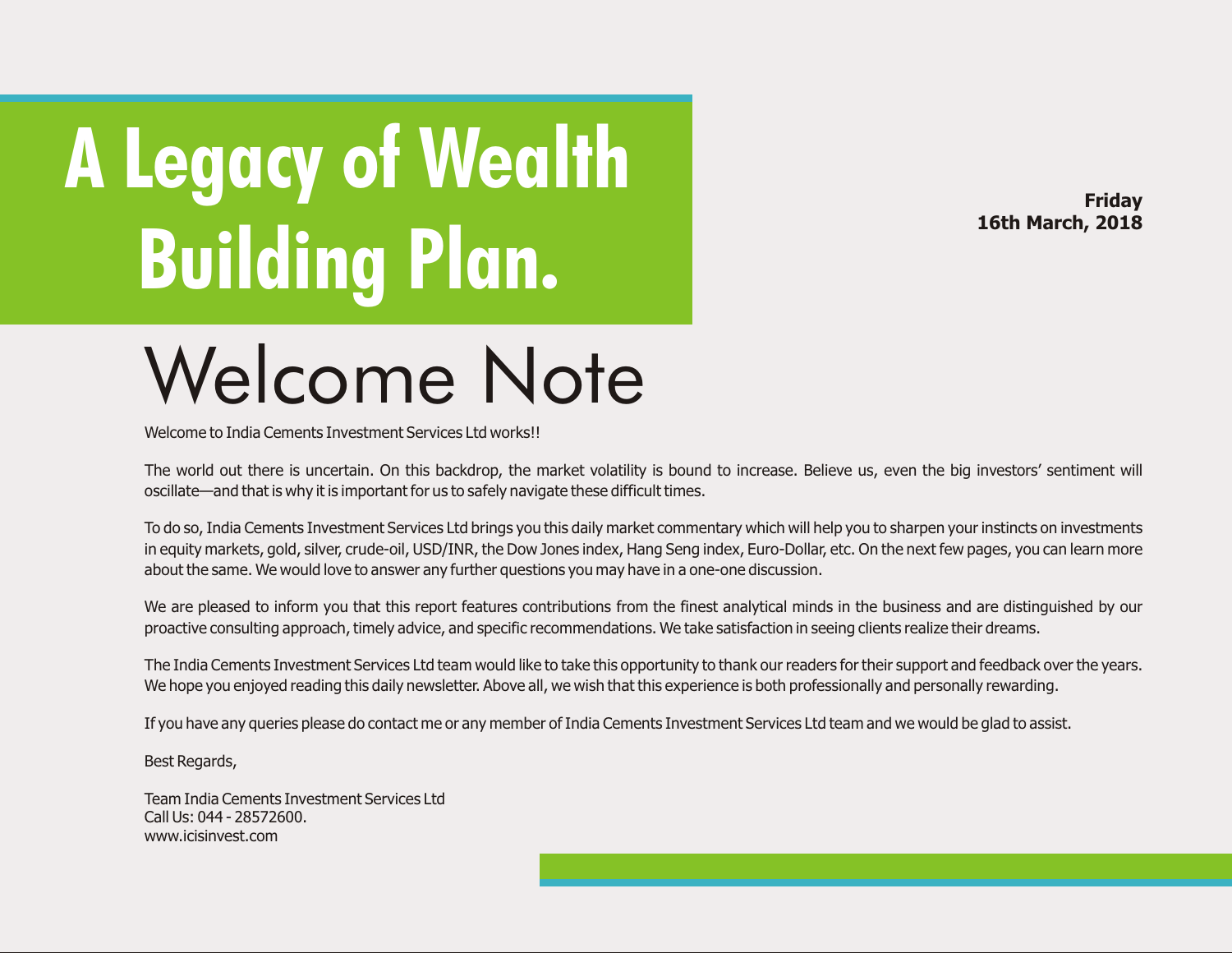# A Legacy of Wealth Building Plan.

**Friday**
**16th March, 2018**

## Welcome Note

Welcome to India Cements Investment Services Ltd works!!

The world out there is uncertain. On this backdrop, the market volatility is bound to increase. Believe us, even the big investors' sentiment will oscillate—and that is why it is important for us to safely navigate these difficult times.

To do so, India Cements Investment Services Ltd brings you this daily market commentary which will help you to sharpen your instincts on investments in equity markets, gold, silver, crude-oil, USD/INR, the Dow Jones index, Hang Seng index, Euro-Dollar, etc. On the next few pages, you can learn more about the same. We would love to answer any further questions you may have in a one-one discussion.

We are pleased to inform you that this report features contributions from the finest analytical minds in the business and are distinguished by our proactive consulting approach, timely advice, and specific recommendations. We take satisfaction in seeing clients realize their dreams.

The India Cements Investment Services Ltd team would like to take this opportunity to thank our readers for their support and feedback over the years. We hope you enjoyed reading this daily newsletter. Above all, we wish that this experience is both professionally and personally rewarding.

If you have any queries please do contact me or any member of India Cements Investment Services Ltd team and we would be glad to assist.

Best Regards,

Team India Cements Investment Services Ltd
Call Us: 044 - 28572600.
www.icisinvest.com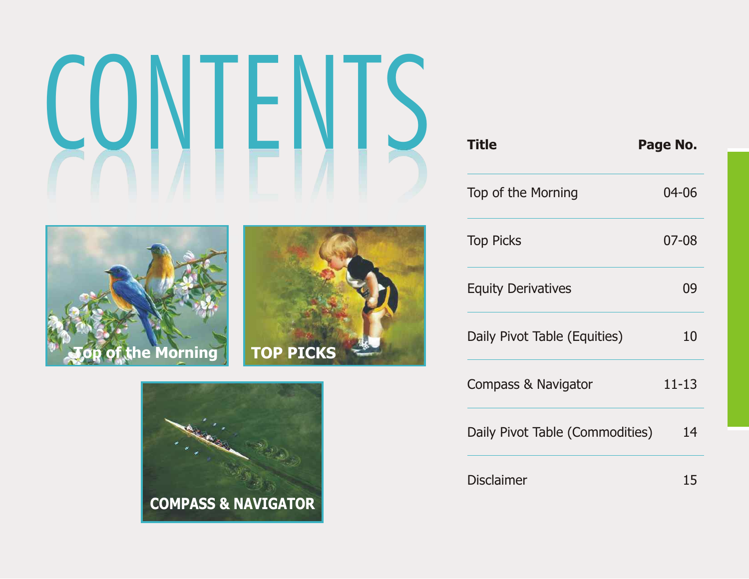# CONTENTS

Top of the Morning

TOP PICKS

COMPASS & NAVIGATOR

| Title | Page No. |
|---|---|
| Top of the Morning | 04-06 |
| Top Picks | 07-08 |
| Equity Derivatives | 09 |
| Daily Pivot Table (Equities) | 10 |
| Compass & Navigator | 11-13 |
| Daily Pivot Table (Commodities) | 14 |
| Disclaimer | 15 |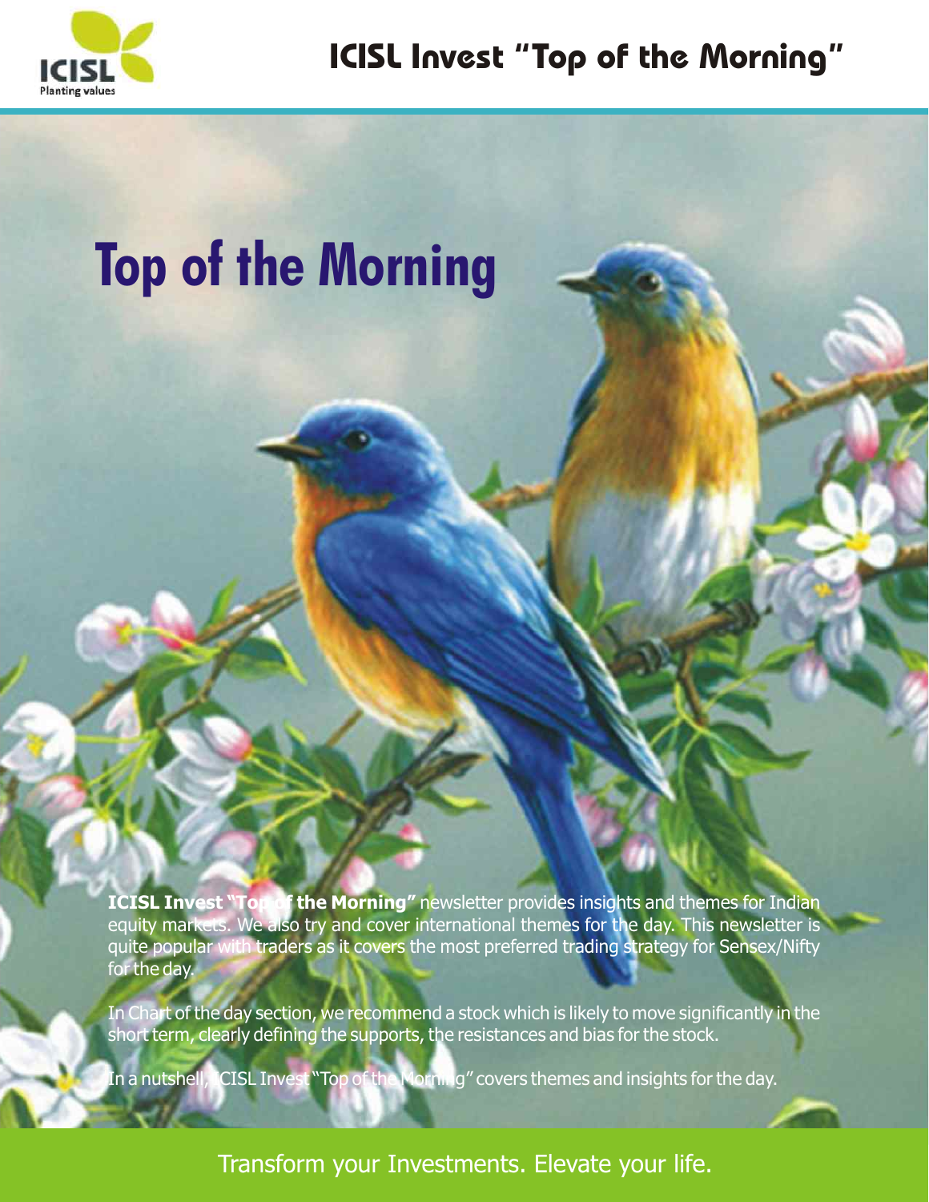# ICISL Invest "Top of the Morning"

# Top of the Morning

**ICISL Invest "Top of the Morning"** newsletter provides insights and themes for Indian equity markets. We also try and cover international themes for the day. This newsletter is quite popular with traders as it covers the most preferred trading strategy for Sensex/Nifty for the day.

In Chart of the day section, we recommend a stock which is likely to move significantly in the short term, clearly defining the supports, the resistances and bias for the stock.

In a nutshell, ICISL Invest "Top of the Morning" covers themes and insights for the day.

Transform your Investments. Elevate your life.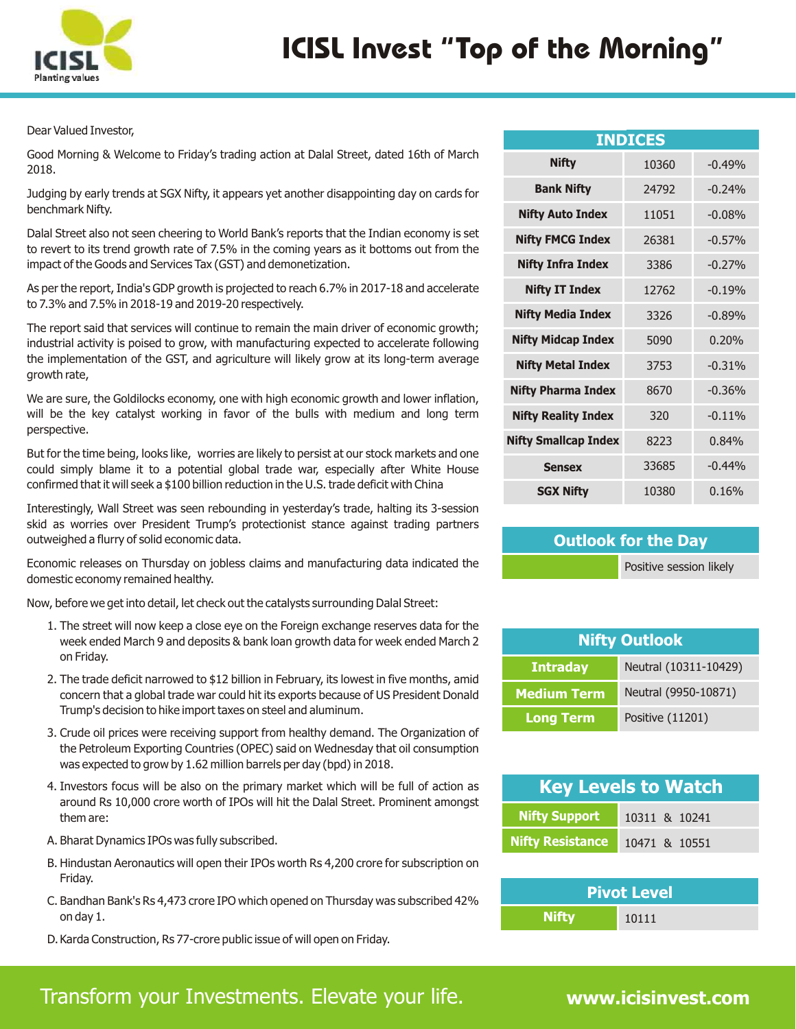# ICISL Invest "Top of the Morning"

Dear Valued Investor,

Good Morning & Welcome to Friday's trading action at Dalal Street, dated 16th of March 2018.

Judging by early trends at SGX Nifty, it appears yet another disappointing day on cards for benchmark Nifty.

Dalal Street also not seen cheering to World Bank's reports that the Indian economy is set to revert to its trend growth rate of 7.5% in the coming years as it bottoms out from the impact of the Goods and Services Tax (GST) and demonetization.

As per the report, India's GDP growth is projected to reach 6.7% in 2017-18 and accelerate to 7.3% and 7.5% in 2018-19 and 2019-20 respectively.

The report said that services will continue to remain the main driver of economic growth; industrial activity is poised to grow, with manufacturing expected to accelerate following the implementation of the GST, and agriculture will likely grow at its long-term average growth rate,

We are sure, the Goldilocks economy, one with high economic growth and lower inflation, will be the key catalyst working in favor of the bulls with medium and long term perspective.

But for the time being, looks like, worries are likely to persist at our stock markets and one could simply blame it to a potential global trade war, especially after White House confirmed that it will seek a $100 billion reduction in the U.S. trade deficit with China

Interestingly, Wall Street was seen rebounding in yesterday's trade, halting its 3-session skid as worries over President Trump's protectionist stance against trading partners outweighed a flurry of solid economic data.

Economic releases on Thursday on jobless claims and manufacturing data indicated the domestic economy remained healthy.

Now, before we get into detail, let check out the catalysts surrounding Dalal Street:

1. The street will now keep a close eye on the Foreign exchange reserves data for the week ended March 9 and deposits & bank loan growth data for week ended March 2 on Friday.
2. The trade deficit narrowed to $12 billion in February, its lowest in five months, amid concern that a global trade war could hit its exports because of US President Donald Trump's decision to hike import taxes on steel and aluminum.
3. Crude oil prices were receiving support from healthy demand. The Organization of the Petroleum Exporting Countries (OPEC) said on Wednesday that oil consumption was expected to grow by 1.62 million barrels per day (bpd) in 2018.
4. Investors focus will be also on the primary market which will be full of action as around Rs 10,000 crore worth of IPOs will hit the Dalal Street. Prominent amongst them are:

A. Bharat Dynamics IPOs was fully subscribed.

B. Hindustan Aeronautics will open their IPOs worth Rs 4,200 crore for subscription on Friday.

C. Bandhan Bank's Rs 4,473 crore IPO which opened on Thursday was subscribed 42% on day 1.

D. Karda Construction, Rs 77-crore public issue of will open on Friday.

## INDICES

| Index | Value | Change |
|---|---|---|
| Nifty | 10360 | -0.49% |
| Bank Nifty | 24792 | -0.24% |
| Nifty Auto Index | 11051 | -0.08% |
| Nifty FMCG Index | 26381 | -0.57% |
| Nifty Infra Index | 3386 | -0.27% |
| Nifty IT Index | 12762 | -0.19% |
| Nifty Media Index | 3326 | -0.89% |
| Nifty Midcap Index | 5090 | 0.20% |
| Nifty Metal Index | 3753 | -0.31% |
| Nifty Pharma Index | 8670 | -0.36% |
| Nifty Reality Index | 320 | -0.11% |
| Nifty Smallcap Index | 8223 | 0.84% |
| Sensex | 33685 | -0.44% |
| SGX Nifty | 10380 | 0.16% |

## Outlook for the Day

| | |
|---|---|
| | Positive session likely |

## Nifty Outlook

| | |
|---|---|
| Intraday | Neutral (10311-10429) |
| Medium Term | Neutral (9950-10871) |
| Long Term | Positive (11201) |

## Key Levels to Watch

| | |
|---|---|
| Nifty Support | 10311 & 10241 |
| Nifty Resistance | 10471 & 10551 |

## Pivot Level

| | |
|---|---|
| Nifty | 10111 |

Transform your Investments. Elevate your life. www.icisinvest.com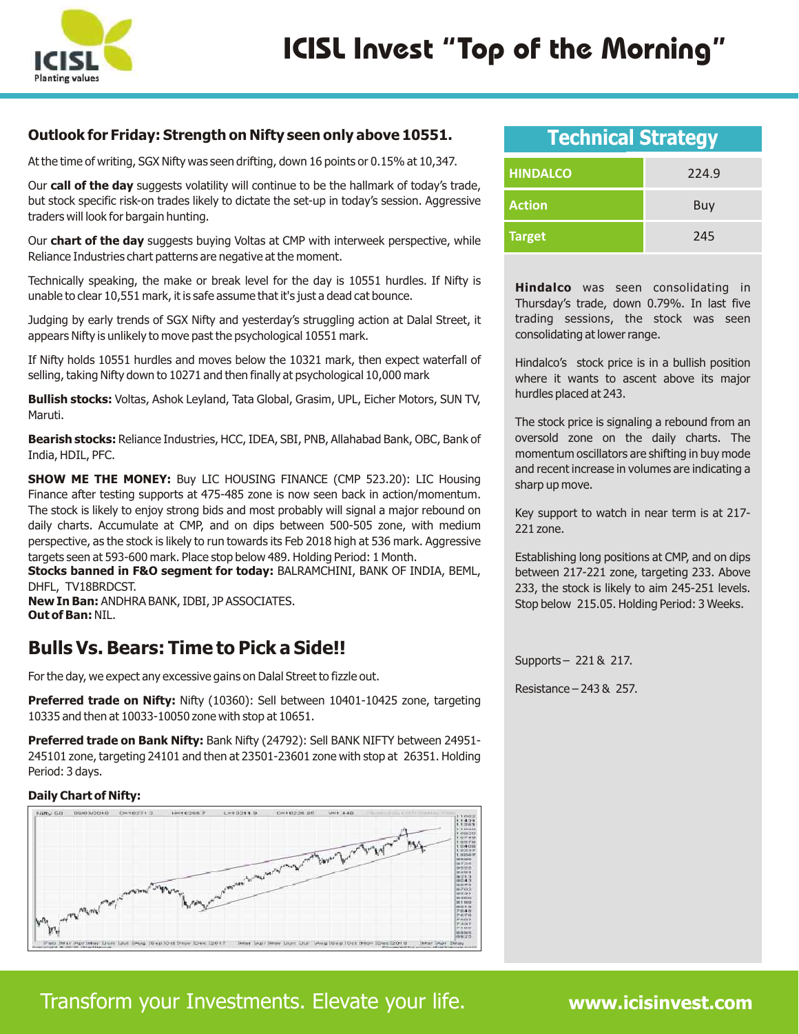# ICISL Invest "Top of the Morning"

## Outlook for Friday: Strength on Nifty seen only above 10551.

At the time of writing, SGX Nifty was seen drifting, down 16 points or 0.15% at 10,347.

Our **call of the day** suggests volatility will continue to be the hallmark of today's trade, but stock specific risk-on trades likely to dictate the set-up in today's session. Aggressive traders will look for bargain hunting.

Our **chart of the day** suggests buying Voltas at CMP with interweek perspective, while Reliance Industries chart patterns are negative at the moment.

Technically speaking, the make or break level for the day is 10551 hurdles. If Nifty is unable to clear 10,551 mark, it is safe assume that it's just a dead cat bounce.

Judging by early trends of SGX Nifty and yesterday's struggling action at Dalal Street, it appears Nifty is unlikely to move past the psychological 10551 mark.

If Nifty holds 10551 hurdles and moves below the 10321 mark, then expect waterfall of selling, taking Nifty down to 10271 and then finally at psychological 10,000 mark

**Bullish stocks:** Voltas, Ashok Leyland, Tata Global, Grasim, UPL, Eicher Motors, SUN TV, Maruti.

**Bearish stocks:** Reliance Industries, HCC, IDEA, SBI, PNB, Allahabad Bank, OBC, Bank of India, HDIL, PFC.

**SHOW ME THE MONEY:** Buy LIC HOUSING FINANCE (CMP 523.20): LIC Housing Finance after testing supports at 475-485 zone is now seen back in action/momentum. The stock is likely to enjoy strong bids and most probably will signal a major rebound on daily charts. Accumulate at CMP, and on dips between 500-505 zone, with medium perspective, as the stock is likely to run towards its Feb 2018 high at 536 mark. Aggressive targets seen at 593-600 mark. Place stop below 489. Holding Period: 1 Month.

**Stocks banned in F&O segment for today:** BALRAMCHINI, BANK OF INDIA, BEML, DHFL, TV18BRDCST.

**New In Ban:** ANDHRA BANK, IDBI, JP ASSOCIATES.

**Out of Ban:** NIL.

## Bulls Vs. Bears: Time to Pick a Side!!

For the day, we expect any excessive gains on Dalal Street to fizzle out.

**Preferred trade on Nifty:** Nifty (10360): Sell between 10401-10425 zone, targeting 10335 and then at 10033-10050 zone with stop at 10651.

**Preferred trade on Bank Nifty:** Bank Nifty (24792): Sell BANK NIFTY between 24951-245101 zone, targeting 24101 and then at 23501-23601 zone with stop at 26351. Holding Period: 3 days.

**Daily Chart of Nifty:**

## Technical Strategy

| | |
|---|---|
| HINDALCO | 224.9 |
| Action | Buy |
| Target | 245 |

**Hindalco** was seen consolidating in Thursday's trade, down 0.79%. In last five trading sessions, the stock was seen consolidating at lower range.

Hindalco's stock price is in a bullish position where it wants to ascent above its major hurdles placed at 243.

The stock price is signaling a rebound from an oversold zone on the daily charts. The momentum oscillators are shifting in buy mode and recent increase in volumes are indicating a sharp up move.

Key support to watch in near term is at 217-221 zone.

Establishing long positions at CMP, and on dips between 217-221 zone, targeting 233. Above 233, the stock is likely to aim 245-251 levels. Stop below 215.05. Holding Period: 3 Weeks.

Supports – 221 & 217.

Resistance – 243 & 257.

Transform your Investments. Elevate your life. **www.icisinvest.com**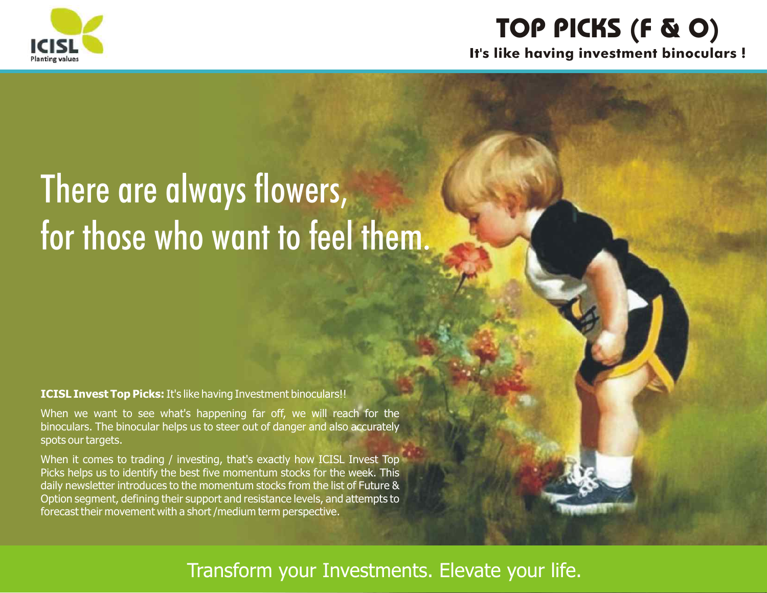# TOP PICKS (F & O)

**It's like having investment binoculars !**

## There are always flowers, for those who want to feel them.

**ICISL Invest Top Picks:** It's like having Investment binoculars!!

When we want to see what's happening far off, we will reach for the binoculars. The binocular helps us to steer out of danger and also accurately spots our targets.

When it comes to trading / investing, that's exactly how ICISL Invest Top Picks helps us to identify the best five momentum stocks for the week. This daily newsletter introduces to the momentum stocks from the list of Future & Option segment, defining their support and resistance levels, and attempts to forecast their movement with a short /medium term perspective.

Transform your Investments. Elevate your life.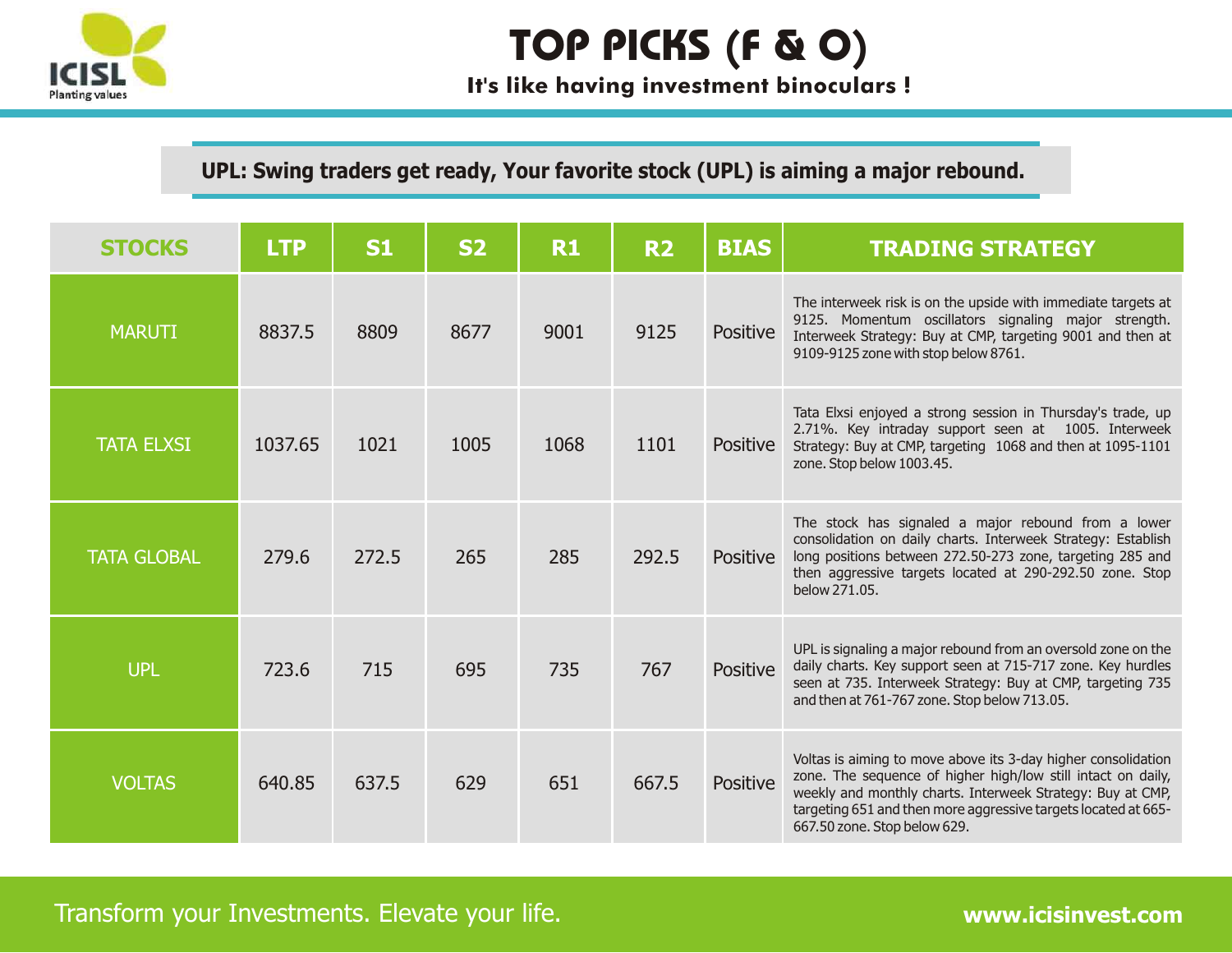# TOP PICKS (F & O)

**It's like having investment binoculars !**

**UPL: Swing traders get ready, Your favorite stock (UPL) is aiming a major rebound.**

| STOCKS | LTP | S1 | S2 | R1 | R2 | BIAS | TRADING STRATEGY |
|---|---|---|---|---|---|---|---|
| MARUTI | 8837.5 | 8809 | 8677 | 9001 | 9125 | Positive | The interweek risk is on the upside with immediate targets at 9125. Momentum oscillators signaling major strength. Interweek Strategy: Buy at CMP, targeting 9001 and then at 9109-9125 zone with stop below 8761. |
| TATA ELXSI | 1037.65 | 1021 | 1005 | 1068 | 1101 | Positive | Tata Elxsi enjoyed a strong session in Thursday's trade, up 2.71%. Key intraday support seen at 1005. Interweek Strategy: Buy at CMP, targeting 1068 and then at 1095-1101 zone. Stop below 1003.45. |
| TATA GLOBAL | 279.6 | 272.5 | 265 | 285 | 292.5 | Positive | The stock has signaled a major rebound from a lower consolidation on daily charts. Interweek Strategy: Establish long positions between 272.50-273 zone, targeting 285 and then aggressive targets located at 290-292.50 zone. Stop below 271.05. |
| UPL | 723.6 | 715 | 695 | 735 | 767 | Positive | UPL is signaling a major rebound from an oversold zone on the daily charts. Key support seen at 715-717 zone. Key hurdles seen at 735. Interweek Strategy: Buy at CMP, targeting 735 and then at 761-767 zone. Stop below 713.05. |
| VOLTAS | 640.85 | 637.5 | 629 | 651 | 667.5 | Positive | Voltas is aiming to move above its 3-day higher consolidation zone. The sequence of higher high/low still intact on daily, weekly and monthly charts. Interweek Strategy: Buy at CMP, targeting 651 and then more aggressive targets located at 665-667.50 zone. Stop below 629. |

Transform your Investments. Elevate your life.

**www.icisinvest.com**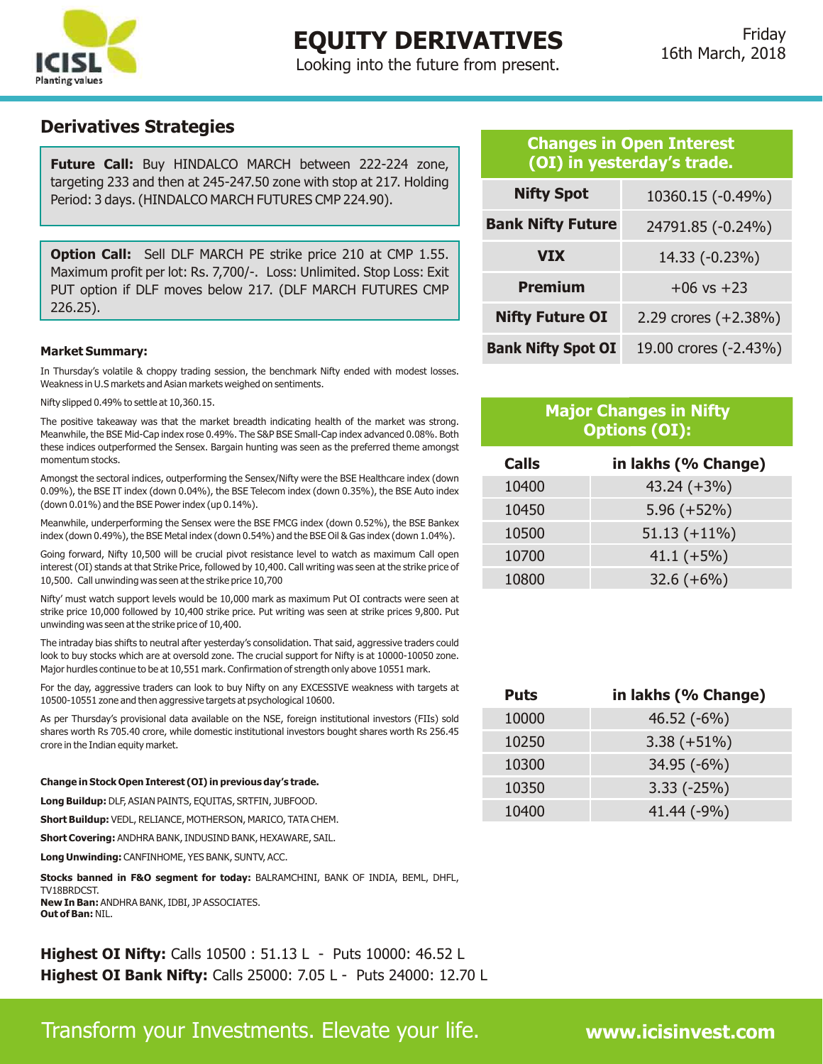# EQUITY DERIVATIVES

Looking into the future from present.

Friday 16th March, 2018

## Derivatives Strategies

**Future Call:** Buy HINDALCO MARCH between 222-224 zone, targeting 233 and then at 245-247.50 zone with stop at 217. Holding Period: 3 days. (HINDALCO MARCH FUTURES CMP 224.90).

**Option Call:** Sell DLF MARCH PE strike price 210 at CMP 1.55. Maximum profit per lot: Rs. 7,700/-. Loss: Unlimited. Stop Loss: Exit PUT option if DLF moves below 217. (DLF MARCH FUTURES CMP 226.25).

### Market Summary:

In Thursday's volatile & choppy trading session, the benchmark Nifty ended with modest losses. Weakness in U.S markets and Asian markets weighed on sentiments.

Nifty slipped 0.49% to settle at 10,360.15.

The positive takeaway was that the market breadth indicating health of the market was strong. Meanwhile, the BSE Mid-Cap index rose 0.49%. The S&P BSE Small-Cap index advanced 0.08%. Both these indices outperformed the Sensex. Bargain hunting was seen as the preferred theme amongst momentum stocks.

Amongst the sectoral indices, outperforming the Sensex/Nifty were the BSE Healthcare index (down 0.09%), the BSE IT index (down 0.04%), the BSE Telecom index (down 0.35%), the BSE Auto index (down 0.01%) and the BSE Power index (up 0.14%).

Meanwhile, underperforming the Sensex were the BSE FMCG index (down 0.52%), the BSE Bankex index (down 0.49%), the BSE Metal index (down 0.54%) and the BSE Oil & Gas index (down 1.04%).

Going forward, Nifty 10,500 will be crucial pivot resistance level to watch as maximum Call open interest (OI) stands at that Strike Price, followed by 10,400. Call writing was seen at the strike price of 10,500. Call unwinding was seen at the strike price 10,700

Nifty' must watch support levels would be 10,000 mark as maximum Put OI contracts were seen at strike price 10,000 followed by 10,400 strike price. Put writing was seen at strike prices 9,800. Put unwinding was seen at the strike price of 10,400.

The intraday bias shifts to neutral after yesterday's consolidation. That said, aggressive traders could look to buy stocks which are at oversold zone. The crucial support for Nifty is at 10000-10050 zone. Major hurdles continue to be at 10,551 mark. Confirmation of strength only above 10551 mark.

For the day, aggressive traders can look to buy Nifty on any EXCESSIVE weakness with targets at 10500-10551 zone and then aggressive targets at psychological 10600.

As per Thursday's provisional data available on the NSE, foreign institutional investors (FIIs) sold shares worth Rs 705.40 crore, while domestic institutional investors bought shares worth Rs 256.45 crore in the Indian equity market.

**Change in Stock Open Interest (OI) in previous day's trade.**

**Long Buildup:** DLF, ASIAN PAINTS, EQUITAS, SRTFIN, JUBFOOD.

**Short Buildup:** VEDL, RELIANCE, MOTHERSON, MARICO, TATA CHEM.

**Short Covering:** ANDHRA BANK, INDUSIND BANK, HEXAWARE, SAIL.

**Long Unwinding:** CANFINHOME, YES BANK, SUNTV, ACC.

**Stocks banned in F&O segment for today:** BALRAMCHINI, BANK OF INDIA, BEML, DHFL, TV18BRDCST.
**New In Ban:** ANDHRA BANK, IDBI, JP ASSOCIATES.
**Out of Ban:** NIL.

**Highest OI Nifty:** Calls 10500 : 51.13 L - Puts 10000: 46.52 L
**Highest OI Bank Nifty:** Calls 25000: 7.05 L - Puts 24000: 12.70 L

### Changes in Open Interest (OI) in yesterday's trade.

| | |
|---|---|
| **Nifty Spot** | 10360.15 (-0.49%) |
| **Bank Nifty Future** | 24791.85 (-0.24%) |
| **VIX** | 14.33 (-0.23%) |
| **Premium** | +06 vs +23 |
| **Nifty Future OI** | 2.29 crores (+2.38%) |
| **Bank Nifty Spot OI** | 19.00 crores (-2.43%) |

### Major Changes in Nifty Options (OI):

| Calls | in lakhs (% Change) |
|---|---|
| 10400 | 43.24 (+3%) |
| 10450 | 5.96 (+52%) |
| 10500 | 51.13 (+11%) |
| 10700 | 41.1 (+5%) |
| 10800 | 32.6 (+6%) |

| Puts | in lakhs (% Change) |
|---|---|
| 10000 | 46.52 (-6%) |
| 10250 | 3.38 (+51%) |
| 10300 | 34.95 (-6%) |
| 10350 | 3.33 (-25%) |
| 10400 | 41.44 (-9%) |

Transform your Investments. Elevate your life. **www.icisinvest.com**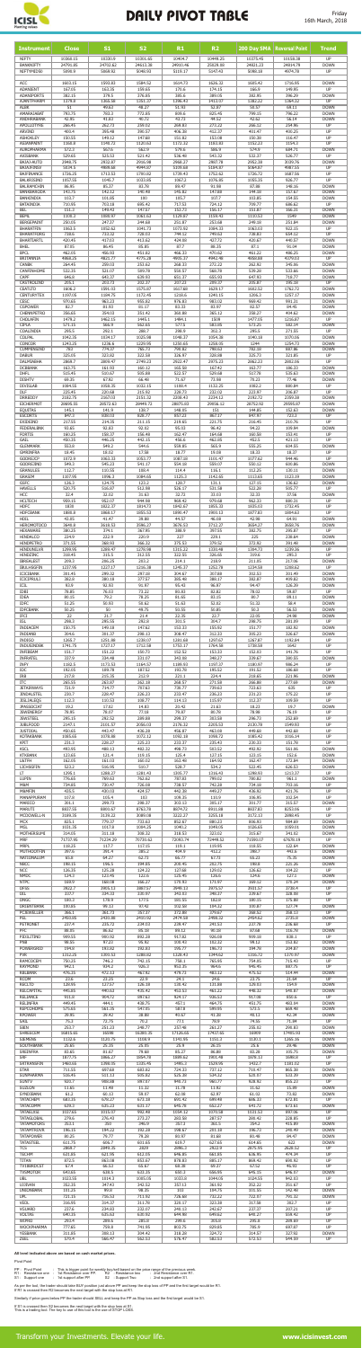# DAILY PIVOT TABLE

Friday
16th March, 2018

| Instrument | Close | S1 | S2 | R1 | R2 | 200 Day SMA | Reversal Point | Trend |
|---|---|---|---|---|---|---|---|---|
| NIFTY | 10360.15 | 10319.9 | 10301.65 | 10404.7 | 10449.25 | 10375.45 | 10158.38 | UP |
| BANKNIFTY | 24791.85 | 24702.62 | 24613.38 | 24930.46 | 25069.08 | 24921.23 | 24814.79 | DOWN |
| NIFTYMIDSC | 5099.9 | 5068.93 | 5040.93 | 5115.17 | 5145.43 | 5086.18 | 4974.74 | UP |
| | | | | | | | | |
| ACC | 1603.15 | 1593.83 | 1584.52 | 1624.73 | 1626.32 | 1605.42 | 1716.95 | DOWN |
| ADANIENT | 167.05 | 163.35 | 159.65 | 171.6 | 174.15 | 166.9 | 149.85 | UP |
| ADANIPORTS | 382.15 | 379.5 | 376.85 | 385.6 | 389.05 | 382.95 | 396.29 | DOWN |
| AJANTPHARM | 1379.8 | 1365.58 | 1351.37 | 1396.43 | 1413.07 | 1382.22 | 1384.23 | DOWN |
| ALBK | 53 | 49.62 | 48.27 | 51.92 | 52.87 | 50.57 | 68.13 | DOWN |
| AMARAJABAT | 783.75 | 783.3 | 772.85 | 809.6 | 835.45 | 799.15 | 786.22 | DOWN |
| AMBUJACEM | 92.85 | 91.83 | 90.72 | 93.53 | 94.17 | 92.88 | 95.14 | DOWN |
| APOLLOHOSP | 266.45 | 262.73 | 259.02 | 268.83 | 271.22 | 265.12 | 282.19 | DOWN |
| ARVIND | 403.4 | 395.48 | 390.57 | 406.38 | 412.37 | 401.47 | 406.25 | UP |
| ASHOKLEY | 130.55 | 149.12 | 147.68 | 152.02 | 153.38 | 150.58 | 116.47 | UP |
| ASIANPAINT | 1158.8 | 1148.72 | 1120.63 | 1172.32 | 1183.83 | 1162.23 | 1154.3 | DOWN |
| AUROPHARMA | 572.3 | 567.6 | 562.9 | 576.6 | 580.9 | 571.9 | 588.9 | DOWN |
| AXISBANK | 520.65 | 525.52 | 521.42 | 536.48 | 543.32 | 532.37 | 526.77 | DOWN |
| BAJAJ-AUTO | 2948.75 | 2922.07 | 2955.98 | 2968.27 | 2987.78 | 2939.78 | 3039.76 | DOWN |
| BAJAJFINSV | 5124.5 | 4808.68 | 4944.02 | 5159.68 | 5164.57 | 5164.57 | 4983.55 | DOWN |
| BAJFINANCE | 1756.25 | 1713.53 | 1700.82 | 1739.43 | 1752.62 | 1726.72 | 1687.16 | UP |
| BALKRISIND | 1057.55 | 1040.2 | 1033.85 | 1067.2 | 1076.85 | 1055.35 | 938.77 | UP |
| BALRAMCHIN | 86.85 | 85.27 | 83.76 | 89.47 | 91.98 | 87.88 | 148.36 | DOWN |
| BANKBARODA | 143.75 | 142.12 | 140.48 | 146.82 | 147.88 | 144.18 | 157.67 | DOWN |
| BANKINDIA | 103.7 | 101.95 | 100 | 105.7 | 107.7 | 103.85 | 156.55 | DOWN |
| BATAINDIA | 751.65 | 753.18 | 695.42 | 717.53 | 724.12 | 710.77 | 686.52 | UP |
| BEL | 151.2 | 149.93 | 147.57 | 152.73 | 156.17 | 151.87 | 166.31 | DOWN |
| BEML | 1108.3 | 1088.97 | 1061.63 | 1129.87 | 1159.43 | 1103.53 | 1549 | DOWN |
| BERGEPAINT | 250.55 | 247.27 | 244.68 | 251.87 | 253.68 | 249.48 | 234.84 | DOWN |
| BHARATFIN | 1063.5 | 1052.62 | 1041.73 | 1073.62 | 1084.33 | 1063.03 | 922.15 | UP |
| BHARATFORG | 728.6 | 713.52 | 728.03 | 740.12 | 749.62 | 738.83 | 634.12 | UP |
| BHARTIARTL | 420.45 | 417.03 | 413.62 | 424.08 | 427.72 | 420.67 | 440.57 | DOWN |
| BHEL | 87.55 | 86.45 | 85.85 | 87 | 88.35 | 87.1 | 91.04 | DOWN |
| BPCL | 462.05 | 456.92 | 451.82 | 466.33 | 470.62 | 461.22 | 486.25 | DOWN |
| BRITANNIA | 4808.25 | 4821.77 | 4775.28 | 4905.27 | 4942.48 | 4858.88 | 4479.63 | UP |
| CANBK | 264.45 | 259.03 | 253.62 | 268.33 | 272.22 | 262.92 | 340.86 | DOWN |
| CANFINHOME | 552.25 | 537.37 | 509.78 | 556.57 | 568.78 | 539.28 | 533.66 | DOWN |
| CASTROLIND | 209.3 | 204.73 | 202.27 | 207.23 | 209.17 | 205.87 | 214.92 | DOWN |
| CEATLTD | 1406.2 | 1395.33 | 1375.07 | 1427.68 | 1429.17 | 1402.52 | 1762.72 | DOWN |
| CENTURYTEX | 1197.05 | 1184.75 | 1172.45 | 1210.6 | 1249.15 | 1206.3 | 1257.17 | DOWN |
| CESC | 970.65 | 963.23 | 955.82 | 976.83 | 983.02 | 969.42 | 991.31 | DOWN |
| CGPOWER | 82.7 | 81.93 | 81.17 | 83.33 | 83.97 | 82.57 | 84.45 | DOWN |
| CHENNPETRO | 356.65 | 354.03 | 351.42 | 360.88 | 365.12 | 358.27 | 404.62 | DOWN |
| CHOLAFIN | 1478.2 | 1462.15 | 1446.1 | 1484.1 | 1506 | 1477.05 | 1316.87 | UP |
| CIPLA | 571.15 | 566.9 | 562.65 | 577.3 | 583.05 | 573.25 | 582.34 | DOWN |
| COALINDIA | 295.5 | 292.1 | 286.7 | 298.9 | 302.3 | 295.5 | 271.55 | UP |
| COLPAL | 1042.35 | 1034.17 | 1025.98 | 1048.77 | 1054.38 | 1040.18 | 1070.66 | DOWN |
| CONCOR | 1241.25 | 1226.4 | 1229.55 | 1250.65 | 1258.05 | 1244 | 1264.73 | DOWN |
| CUMMINSIND | 783 | 775.47 | 765.73 | 790.82 | 790.62 | 782.18 | 887.86 | DOWN |
| DABUR | 325.05 | 323.02 | 322.58 | 326.97 | 328.88 | 325.73 | 321.85 | UP |
| DALMIABHA | 2868.7 | 2834.47 | 2749.23 | 2922.47 | 2976.23 | 2868.23 | 2810.06 | UP |
| DCBBANK | 163.75 | 161.93 | 160.12 | 165.58 | 167.42 | 163.77 | 186.33 | DOWN |
| DHFL | 515.45 | 510.02 | 505.88 | 522.57 | 529.68 | 517.78 | 535.63 | DOWN |
| DISHTV | 69.25 | 67.92 | 66.48 | 71.67 | 72.98 | 70.23 | 77.46 | DOWN |
| DIVISLAB | 1084.55 | 1058.35 | 1032.15 | 1108.4 | 1132.25 | 1082.2 | 880.84 | UP |
| DLF | 223.45 | 220.68 | 215.92 | 228.72 | 233.22 | 223.97 | 206.87 | UP |
| DRREDDY | 2102.75 | 2167.03 | 2151.32 | 2208.43 | 2234.12 | 2182.72 | 2359.38 | DOWN |
| EICHERMOT | 28605.55 | 28372.63 | 28449.72 | 28875.03 | 29056.12 | 28752.92 | 29585.07 | DOWN |
| EQUITAS | 145.1 | 141.9 | 138.7 | 148.35 | 151 | 144.85 | 152.63 | DOWN |
| ESCORTS | 847.2 | 830.03 | 828.77 | 857.23 | 867.17 | 847.97 | 723.2 | UP |
| EXIDEIND | 217.55 | 214.35 | 211.15 | 219.65 | 221.75 | 216.45 | 223.74 | DOWN |
| FEDERALBNK | 93.65 | 92.82 | 92.52 | 93.72 | 96.42 | 94.12 | 109.23 | DOWN |
| FORTIS | 140.25 | 136.23 | 136.48 | 142.47 | 144.68 | 140.58 | 136.41 | UP |
| GAIL | 450.25 | 446.35 | 442.15 | 456.6 | 462.45 | 452.5 | 426.45 | UP |
| GLENMARK | 553.8 | 549.2 | 544.6 | 558.85 | 563.9 | 555.25 | 604.55 | DOWN |
| GMRINFRA | 18.45 | 18.02 | 17.58 | 18.77 | 19.08 | 18.33 | 18.87 | DOWN |
| GODREJCP | 1072.9 | 1063.33 | 1053.77 | 1087.93 | 1101.47 | 1077.62 | 944.45 | UP |
| GODREJIND | 549.3 | 545.23 | 541.17 | 551.93 | 554.57 | 547.87 | 580.96 | DOWN |
| GRANULES | 112.7 | 110.55 | 108.4 | 114.4 | 116.1 | 112.25 | 130.11 | DOWN |
| GRASIM | 1107.95 | 1096.3 | 1084.65 | 1125.3 | 1142.65 | 1113.65 | 1123.19 | DOWN |
| GSFC | 126.3 | 124.75 | 123.2 | 128.7 | 131.1 | 127.15 | 136.62 | DOWN |
| HAVELLS | 520.75 | 516.07 | 511.38 | 524.17 | 527.58 | 520.28 | 505.77 | UP |
| HCC | 22.4 | 22.02 | 21.63 | 22.72 | 23.03 | 22.33 | 37.58 | DOWN |
| HCLTECH | 959.15 | 952.07 | 944.98 | 968.42 | 979.68 | 961.33 | 880.31 | UP |
| HDFC | 1818 | 1822.17 | 1814.73 | 1842.67 | 1855.33 | 1835.03 | 1732.45 | UP |
| HDFCBANK | 1868.8 | 1868.17 | 1855.53 | 1890.47 | 1900.13 | 1877.83 | 1849.63 | UP |
| HDIL | 43.05 | 41.47 | 38.88 | 44.57 | 46.08 | 42.98 | 64.91 | DOWN |
| HEROMOTOCO | 3648.8 | 3618.53 | 3586.27 | 3676.53 | 3712.27 | 3644.27 | 3658.76 | DOWN |
| HEXAWARE | 380.25 | 374.1 | 367.95 | 388.9 | 397.55 | 382.75 | 295.87 | UP |
| HINDALCO | 224.9 | 222.9 | 220.9 | 227 | 229.1 | 225 | 238.64 | DOWN |
| HINDPETRO | 371.55 | 368.93 | 366.32 | 375.53 | 379.52 | 372.92 | 391.48 | DOWN |
| HINDUNILVR | 1298.95 | 1289.47 | 1279.98 | 1315.22 | 1330.48 | 1304.73 | 1230.34 | UP |
| HINDZINC | 318.45 | 315.5 | 312.55 | 322.55 | 326.65 | 319.6 | 295.3 | UP |
| IBREALEST | 209.3 | 206.15 | 203.2 | 214.1 | 218.9 | 211.05 | 217.06 | DOWN |
| IBULHSGFIN | 1227.95 | 1227.17 | 1216.38 | 1245.37 | 1252.78 | 1234.58 | 1288.62 | DOWN |
| ICICIBANK | 301.45 | 290.12 | 287.03 | 304.67 | 307.88 | 302.53 | 301.49 | DOWN |
| ICICIPRULI | 392.6 | 389.18 | 377.57 | 395.48 | 389.17 | 392.87 | 409.82 | DOWN |
| ICIL | 93.9 | 92.93 | 91.97 | 95.43 | 96.97 | 94.47 | 126.19 | DOWN |
| IDBI | 78.85 | 76.03 | 73.22 | 80.83 | 82.82 | 78.02 | 58.07 | UP |
| IDEA | 80.15 | 79.4 | 78.35 | 81.65 | 83.05 | 80.7 | 99.13 | DOWN |
| IDFC | 51.25 | 50.93 | 50.62 | 51.53 | 52.02 | 51.32 | 58.4 | DOWN |
| IDFCBANK | 50.25 | 50 | 49.75 | 50.55 | 50.85 | 50.3 | 56.53 | DOWN |
| IFCI | 22 | 21.7 | 21.4 | 22.35 | 22.7 | 22.05 | 24.98 | DOWN |
| IGL | 288.3 | 285.55 | 282.8 | 291.5 | 294.7 | 288.75 | 281.89 | UP |
| INDIACEM | 150.75 | 149.13 | 147.62 | 152.33 | 153.82 | 150.77 | 182.91 | DOWN |
| INDIANB | 304.6 | 301.37 | 298.13 | 308.47 | 312.33 | 305.23 | 326.67 | DOWN |
| INDIGO | 1265.7 | 1251.88 | 1238.07 | 1281.68 | 1297.67 | 1267.87 | 1182.84 | UP |
| INDUSINDBK | 1741.75 | 1727.17 | 1712.58 | 1751.17 | 1764.58 | 1738.58 | 1642 | UP |
| INFIBEAM | 155.7 | 151.22 | 150.73 | 152.52 | 153.33 | 152.03 | 144.75 | UP |
| INFRATEL | 327.9 | 324.48 | 331.07 | 343.08 | 348.27 | 339.67 | 380.55 | DOWN |
| INFY | 1182.3 | 1173.53 | 1164.57 | 1189.93 | 1197.17 | 1180.97 | 986.24 | UP |
| IOC | 192.05 | 189.78 | 187.52 | 193.78 | 195.52 | 191.52 | 186.68 | UP |
| IRB | 237.9 | 235.35 | 232.9 | 241.7 | 224.4 | 238.65 | 223.96 | DOWN |
| ITC | 265.55 | 263.07 | 262.18 | 268.57 | 271.58 | 266.88 | 277.69 | DOWN |
| JETAIRWAYS | 721.9 | 714.77 | 707.63 | 730.77 | 739.63 | 723.63 | 626 | UP |
| JINDALSTEL | 230.7 | 228.47 | 226.23 | 233.47 | 236.23 | 231.23 | 175.22 | UP |
| JISLJALEQS | 112.3 | 110.53 | 108.77 | 114.13 | 115.97 | 112.37 | 109.59 | UP |
| JPASSOCIAT | 19.2 | 17.82 | 14.83 | 20.42 | 21.63 | 18.23 | 19.7 | DOWN |
| JSWENERGY | 79.85 | 78.07 | 77.18 | 79.67 | 80.78 | 78.98 | 76.19 | UP |
| JSWSTEEL | 295.15 | 292.52 | 289.88 | 299.17 | 303.58 | 296.73 | 252.69 | UP |
| JUBLFOOD | 2247.1 | 2211.37 | 2066.03 | 2176.32 | 2205.53 | 2130.78 | 1549.83 | UP |
| JUSTDIAL | 460.65 | 443.47 | 436.28 | 456.87 | 463.08 | 449.68 | 442.68 | UP |
| KOTAKBANK | 1085.65 | 1078.48 | 1072.12 | 1092.38 | 1098.72 | 1085.42 | 1026.14 | UP |
| KPIT | 231.3 | 228.27 | 225.23 | 233.37 | 235.43 | 230.33 | 151.72 | UP |
| KSCL | 483.95 | 480.11 | 481.33 | 490.73 | 502.32 | 492.92 | 561.86 | DOWN |
| KTKBANK | 123.65 | 121.4 | 119.15 | 125.4 | 127.15 | 123.15 | 152.4 | DOWN |
| L&TFH | 162.55 | 161.55 | 160.55 | 163.45 | 164.55 | 162.47 | 172.84 | DOWN |
| LICHSGFIN | 522.2 | 516.95 | 510.7 | 527.95 | 534.7 | 522.45 | 526.47 | DOWN |
| LT | 1295.1 | 1288.27 | 1281.43 | 1305.77 | 1316.43 | 1298.93 | 1213.77 | UP |
| LUPIN | 776.85 | 769.62 | 762.62 | 787.33 | 797.42 | 780.32 | 961.1 | DOWN |
| M&M | 734.85 | 730.47 | 726.08 | 739.77 | 742.28 | 734.38 | 703.35 | UP |
| M&MFIN | 433.5 | 430.03 | 424.57 | 442.93 | 449.37 | 436.47 | 423.75 | UP |
| MANAPPURAM | 107.6 | 105.4 | 103 | 108.35 | 110.9 | 106.05 | 102.34 | UP |
| MARICO | 301.1 | 299.73 | 298.37 | 303.13 | 305.17 | 301.77 | 310.67 | DOWN |
| MARUTI | 8927.55 | 8869.67 | 8761.78 | 8874.72 | 9011.88 | 8937.83 | 8253.06 | UP |
| MCDOWELL-N | 3188.35 | 3126.22 | 3089.08 | 3222.27 | 3255.18 | 3172.13 | 2848.45 | UP |
| MCX | 825.1 | 779.37 | 733.63 | 852.67 | 880.23 | 806.93 | 989.49 | DOWN |
| MGL | 1031.35 | 1017.9 | 1004.25 | 1040.2 | 1049.05 | 1026.65 | 1080.61 | DOWN |
| MOTHERSUMI | 334.05 | 331.33 | 326.32 | 318.53 | 323.02 | 315.67 | 341.92 | DOWN |
| MRF | 71707.65 | 71224.27 | 70733.62 | 72082.77 | 72460.78 | 71592.17 | 67676.18 | UP |
| MRPL | 118.25 | 117.7 | 117.15 | 119.1 | 119.95 | 118.55 | 122.64 | DOWN |
| MUTHOOTFIN | 397.6 | 391.4 | 385.2 | 404.9 | 412.2 | 398.7 | 440.6 | DOWN |
| NATIONALUM | 65.8 | 64.27 | 62.73 | 66.77 | 67.72 | 65.23 | 75.15 | DOWN |
| NBCC | 198.15 | 196.5 | 194.85 | 200.45 | 202.75 | 198.8 | 221.26 | DOWN |
| NCC | 126.35 | 125.28 | 124.22 | 127.68 | 129.02 | 126.62 | 104.22 | UP |
| NHPC | 124.3 | 122.45 | 122.15 | 125.45 | 126.6 | 124.6 | 127.1 | DOWN |
| NIFTY | 169.9 | 168.58 | 166.27 | 170.93 | 171.97 | 169.12 | 176.24 | DOWN |
| NIITTECH | 952.05 | 2001.13 | 1969.82 | 2083.13 | 2153.57 | 2031.17 | 2198.6 | DOWN |
| OIL | 352.7 | 350.52 | 346.97 | 351.12 | 356.0 | 353.7 | 398.23 | DOWN |
| ONGC | 180.3 | 178.4 | 177.5 | 180.55 | 182.8 | 181.65 | 178.58 | UP |
| ORIENTBANK | 90.15 | 93.57 | 87.92 | 192.38 | 194.22 | 100.32 | 161.67 | DOWN |
| PCJEWELLER | 366.3 | 361.73 | 357.17 | 372.88 | 379.67 | 368.12 | 458.57 | DOWN |
| PETRONET | 264.35 | 261.4 | 256.67 | 264.27 | 268.23 | 266.27 | 252.83 | UP |
| PFC | 227.4 | 225.72 | 224.03 | 228.47 | 241.52 | 227.78 | 226.68 | DOWN |
| PIDILITIND | 909.55 | 980.92 | 892.28 | 913.92 | 926.03 | 900.82 | 834.91 | UP |
| PNB | 98.55 | 97.23 | 95.92 | 100.13 | 101.72 | 98.82 | 151.82 | DOWN |
| POWERGRID | 194.8 | 193.92 | 192.83 | 195.77 | 196.73 | 194.78 | 204.87 | DOWN |
| PVR | 1312.25 | 1283.53 | 1288.82 | 1328.43 | 1344.62 | 1316.72 | 1376.97 | DOWN |
| RAMCOCEM | 750.25 | 746.2 | 742.15 | 758.1 | 765.95 | 754.05 | 715.42 | UP |
| RAYMOND | 942.1 | 934.2 | 926.3 | 959.1 | 976.1 | 951.2 | 837.75 | UP |
| RBLBANK | 476.25 | 472.13 | 467.92 | 478.73 | 482.12 | 476.52 | 519.44 | DOWN |
| RCOM | 20.8 | 23.25 | 22.9 | 24.5 | 24.8 | 23.75 | 21.94 | UP |
| RECLTD | 129.55 | 127.57 | 126.18 | 131.42 | 133.88 | 129.83 | 154.9 | DOWN |
| RELCAPITAL | 445.85 | 440.02 | 435.42 | 453.57 | 461.22 | 448.32 | 976.87 | DOWN |
| RELIANCE | 911.2 | 904.72 | 898.63 | 924.17 | 936.52 | 917.58 | 830.6 | UP |
| RELINFRA | 449.45 | 444.1 | 438.75 | 457.1 | 464.75 | 451.75 | 493.04 | DOWN |
| REPCOHOME | 575.65 | 561.28 | 547.03 | 587.8 | 599.95 | 573.5 | 668.98 | DOWN |
| RPOWER | 39.85 | 39.42 | 38.98 | 40.67 | 41.38 | 40.13 | 42.38 | DOWN |
| SAIL | 75.3 | 72.75 | 70.2 | 77.1 | 78.9 | 74.55 | 71.84 | UP |
| SBIN | 253.7 | 251.23 | 248.77 | 257.48 | 261.27 | 255.02 | 294.83 | DOWN |
| SHREECEM | 16815.6 | 16698 | 16380.35 | 17215.65 | 17472.65 | 16897 | 17465.93 | DOWN |
| SIEMENS | 1132.6 | 1125.75 | 1100.9 | 1131.55 | 1134.2 | 1130.1 | 1200.15 | DOWN |
| SOUTHBANK | 25.55 | 25.35 | 25.15 | 25.9 | 26.15 | 25.6 | 23.46 | UP |
| SREINFRA | 82.65 | 81.67 | 79.68 | 85.27 | 86.88 | 83.28 | 105.75 | DOWN |
| SRF | 1875.5 | 1866.27 | 1854.18 | 1889.62 | 1901.48 | 1876.13 | 1686.5 | UP |
| SRTRANSFIN | 1465.55 | 1268.55 | 1235.55 | 1465.3 | 1526.95 | 1432.7 | 1181.52 | UP |
| STAR | 721.55 | 697.68 | 683.82 | 724.33 | 737.12 | 710.47 | 865.39 | DOWN |
| SUNPHARMA | 500.45 | 511.13 | 505.62 | 515.38 | 519.52 | 513.62 | 519.92 | DOWN |
| SUNTV | 831.7 | 919.08 | 897.57 | 948.73 | 967.07 | 927.22 | 879.19 | UP |
| SUZLON | 11.65 | 11.38 | 11.32 | 11.78 | 11.92 | 11.62 | 15.89 | DOWN |
| SYNDIBANK | 61.1 | 58.63 | 57.47 | 60.17 | 60.92 | 59.13 | 72.82 | DOWN |
| TATACHEM | 683.35 | 670.22 | 672.18 | 691.42 | 699.48 | 686.13 | 672.81 | UP |
| TATACOMM | 639.3 | 631.23 | 623.17 | 646.73 | 654.27 | 641.22 | 673.91 | DOWN |
| TATAELXSI | 1037.65 | 1019.57 | 992.48 | 1054.12 | 1070.58 | 1035.53 | 895.86 | UP |
| TATAGLOBAL | 279.6 | 276.43 | 273.27 | 283.98 | 287.57 | 280.42 | 228.85 | UP |
| TATAMOTORS | 352.1 | 350 | 346.9 | 357.1 | 361.5 | 354.2 | 415.89 | DOWN |
| TATAMTRDVR | 196.15 | 194.22 | 192.28 | 198.57 | 201.38 | 196.73 | 240.49 | DOWN |
| TATAPOWER | 80.25 | 79.77 | 79.28 | 80.97 | 81.68 | 80.48 | 84.47 | DOWN |
| TATASTEEL | 601.75 | 595.7 | 593.65 | 606.17 | 627.65 | 614.65 | 622 | DOWN |
| TCS | 2858.7 | 2849.35 | 2829 | 2861.3 | 2922.9 | 2875.95 | 2628.52 | UP |
| TECHM | 631.85 | 623.95 | 612.55 | 646.85 | 661.85 | 636.95 | 474.34 | UP |
| TITAN | 872.5 | 863.08 | 853.67 | 878.83 | 885.17 | 869.42 | 699.82 | UP |
| TORNTPHARM | 67.8 | 66.53 | 65.87 | 68.38 | 69.37 | 67.52 | 46.92 | UP |
| TVSMOTOR | 643.65 | 630.5 | 631.35 | 650.3 | 656.95 | 645.15 | 646.87 | DOWN |
| UBL | 1023.55 | 1024.1 | 1005.65 | 1032.8 | 1044.05 | 1014.55 | 912.13 | UP |
| UJJIVAN | 352.25 | 347.43 | 342.52 | 357.13 | 361.92 | 352.22 | 351.67 | UP |
| UNIONBANK | 101.25 | 99.07 | 98.35 | 102 | 104.75 | 101.15 | 147.07 | DOWN |
| UPL | 721.35 | 716.53 | 711.92 | 726.68 | 732.22 | 722.97 | 771.57 | DOWN |
| VEDL | 316.65 | 314.32 | 311.78 | 320.17 | 323.38 | 317.58 | 302.7 | UP |
| VGUARD | 227.6 | 224.02 | 222.07 | 229.12 | 232.67 | 227.17 | 197.3 | UP |
| VOLTAS | 640.35 | 626.82 | 620.92 | 639.18 | 649.62 | 640.27 | 571.61 | UP |
| WIPRO | 293.4 | 289.6 | 285.9 | 299.6 | 305.6 | 295.8 | 290.69 | UP |
| WOCKPHARMA | 777.65 | 766.9 | 741.95 | 801.75 | 825.05 | 790.9 | 697.97 | UP |
| YESBANK | 315.85 | 306.13 | 304.42 | 318.28 | 324.72 | 314.57 | 327.92 | DOWN |
| ZEEL | 570.9 | 560.97 | 551.53 | 576.47 | 582.23 | 572.53 | 543.49 | UP |

**All level indicated above are based on cash market prices.**

Pivot Point

PP : Pivot Point : This is trigger point for weekly buy/sell based on the price range of the previous week.
R1 : Resistance one : 1st Resistance over PP. R2 : Resistance two : 2nd Resistance over R1.
S1 : Support one : 1st support after PP. S2 : Support Two : 2nd support after S1.

As per the tool, the trader should take BUY position just above PP and keep the stop loss of PP and the first target would be R1. If R1 is crossed then R2 becomes the next target with the stop loss at R1.

Similarly if price goes below PP the trader should SELL and keep the PP as Stop loss and the first target would be S1. If S1 is crossed then S2 becomes the next target with the stop loss at S1. This is a trading tool. The key to use of this tool is the use of STOP LOSS.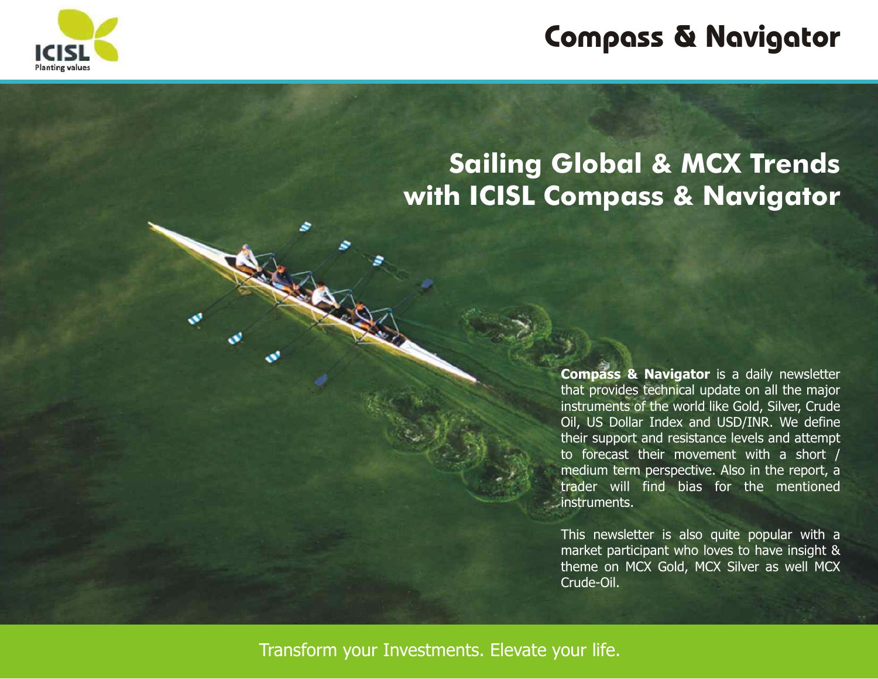# Compass & Navigator

## Sailing Global & MCX Trends with ICISL Compass & Navigator

**Compass & Navigator** is a daily newsletter that provides technical update on all the major instruments of the world like Gold, Silver, Crude Oil, US Dollar Index and USD/INR. We define their support and resistance levels and attempt to forecast their movement with a short / medium term perspective. Also in the report, a trader will find bias for the mentioned instruments.

This newsletter is also quite popular with a market participant who loves to have insight & theme on MCX Gold, MCX Silver as well MCX Crude-Oil.

Transform your Investments. Elevate your life.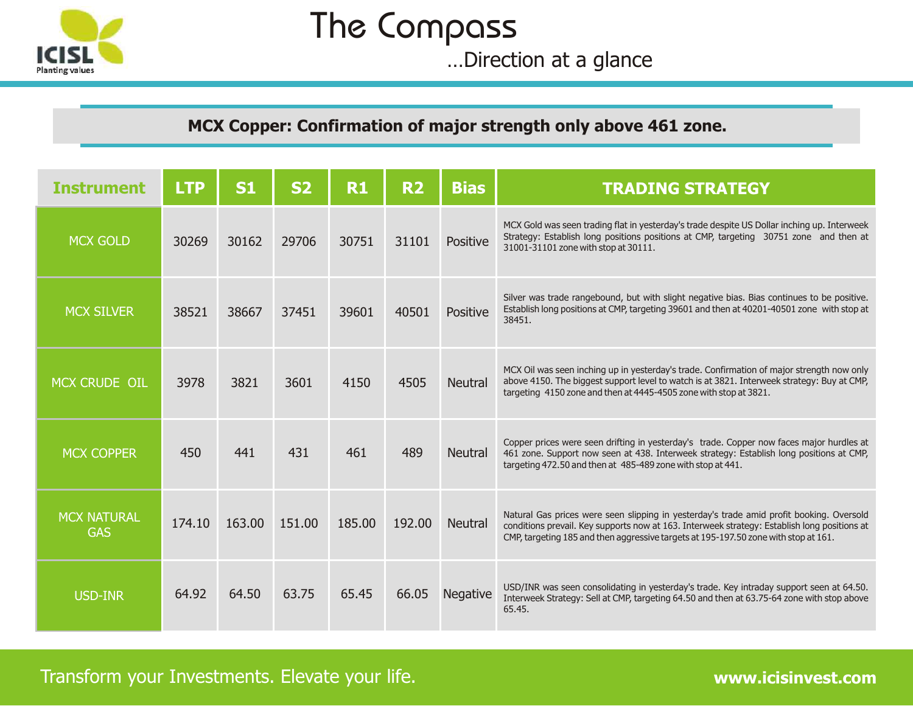# The Compass

…Direction at a glance

## MCX Copper: Confirmation of major strength only above 461 zone.

| Instrument | LTP | S1 | S2 | R1 | R2 | Bias | TRADING STRATEGY |
|---|---|---|---|---|---|---|---|
| MCX GOLD | 30269 | 30162 | 29706 | 30751 | 31101 | Positive | MCX Gold was seen trading flat in yesterday's trade despite US Dollar inching up. Interweek Strategy: Establish long positions positions at CMP, targeting 30751 zone and then at 31001-31101 zone with stop at 30111. |
| MCX SILVER | 38521 | 38667 | 37451 | 39601 | 40501 | Positive | Silver was trade rangebound, but with slight negative bias. Bias continues to be positive. Establish long positions at CMP, targeting 39601 and then at 40201-40501 zone with stop at 38451. |
| MCX CRUDE OIL | 3978 | 3821 | 3601 | 4150 | 4505 | Neutral | MCX Oil was seen inching up in yesterday's trade. Confirmation of major strength now only above 4150. The biggest support level to watch is at 3821. Interweek strategy: Buy at CMP, targeting 4150 zone and then at 4445-4505 zone with stop at 3821. |
| MCX COPPER | 450 | 441 | 431 | 461 | 489 | Neutral | Copper prices were seen drifting in yesterday's trade. Copper now faces major hurdles at 461 zone. Support now seen at 438. Interweek strategy: Establish long positions at CMP, targeting 472.50 and then at 485-489 zone with stop at 441. |
| MCX NATURAL GAS | 174.10 | 163.00 | 151.00 | 185.00 | 192.00 | Neutral | Natural Gas prices were seen slipping in yesterday's trade amid profit booking. Oversold conditions prevail. Key supports now at 163. Interweek strategy: Establish long positions at CMP, targeting 185 and then aggressive targets at 195-197.50 zone with stop at 161. |
| USD-INR | 64.92 | 64.50 | 63.75 | 65.45 | 66.05 | Negative | USD/INR was seen consolidating in yesterday's trade. Key intraday support seen at 64.50. Interweek Strategy: Sell at CMP, targeting 64.50 and then at 63.75-64 zone with stop above 65.45. |

Transform your Investments. Elevate your life. www.icisinvest.com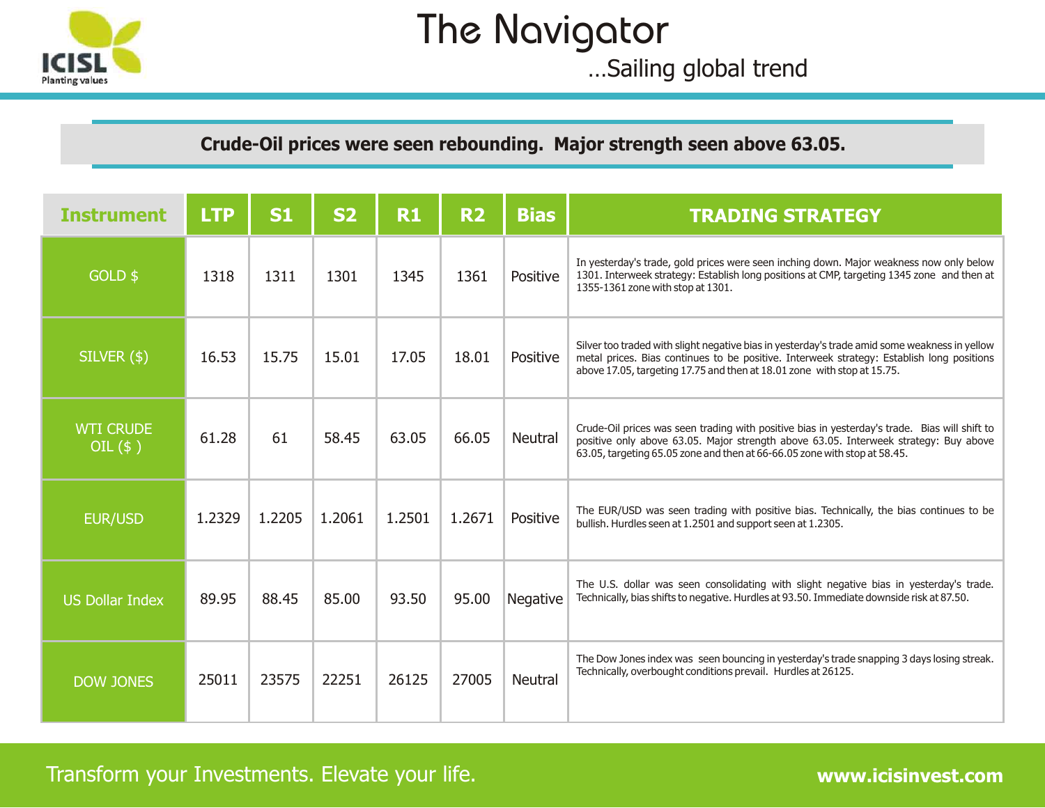# The Navigator

…Sailing global trend

**Crude-Oil prices were seen rebounding. Major strength seen above 63.05.**

| Instrument | LTP | S1 | S2 | R1 | R2 | Bias | TRADING STRATEGY |
|---|---|---|---|---|---|---|---|
| GOLD $ | 1318 | 1311 | 1301 | 1345 | 1361 | Positive | In yesterday's trade, gold prices were seen inching down. Major weakness now only below 1301. Interweek strategy: Establish long positions at CMP, targeting 1345 zone and then at 1355-1361 zone with stop at 1301. |
| SILVER ($) | 16.53 | 15.75 | 15.01 | 17.05 | 18.01 | Positive | Silver too traded with slight negative bias in yesterday's trade amid some weakness in yellow metal prices. Bias continues to be positive. Interweek strategy: Establish long positions above 17.05, targeting 17.75 and then at 18.01 zone with stop at 15.75. |
| WTI CRUDE OIL ($ ) | 61.28 | 61 | 58.45 | 63.05 | 66.05 | Neutral | Crude-Oil prices was seen trading with positive bias in yesterday's trade. Bias will shift to positive only above 63.05. Major strength above 63.05. Interweek strategy: Buy above 63.05, targeting 65.05 zone and then at 66-66.05 zone with stop at 58.45. |
| EUR/USD | 1.2329 | 1.2205 | 1.2061 | 1.2501 | 1.2671 | Positive | The EUR/USD was seen trading with positive bias. Technically, the bias continues to be bullish. Hurdles seen at 1.2501 and support seen at 1.2305. |
| US Dollar Index | 89.95 | 88.45 | 85.00 | 93.50 | 95.00 | Negative | The U.S. dollar was seen consolidating with slight negative bias in yesterday's trade. Technically, bias shifts to negative. Hurdles at 93.50. Immediate downside risk at 87.50. |
| DOW JONES | 25011 | 23575 | 22251 | 26125 | 27005 | Neutral | The Dow Jones index was seen bouncing in yesterday's trade snapping 3 days losing streak. Technically, overbought conditions prevail. Hurdles at 26125. |

Transform your Investments. Elevate your life.

**www.icisinvest.com**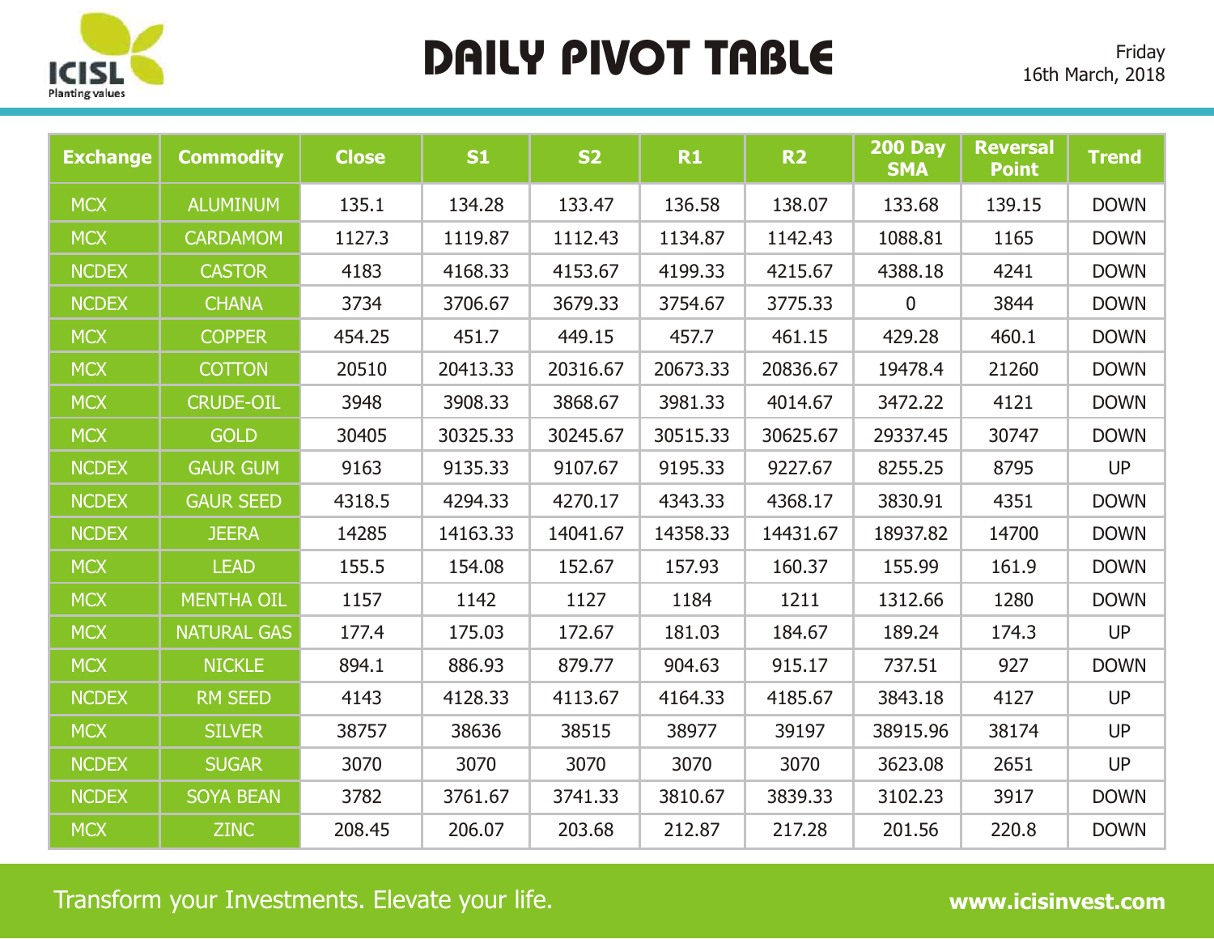# DAILY PIVOT TABLE

Friday
16th March, 2018

| Exchange | Commodity | Close | S1 | S2 | R1 | R2 | 200 Day SMA | Reversal Point | Trend |
|---|---|---|---|---|---|---|---|---|---|
| MCX | ALUMINUM | 135.1 | 134.28 | 133.47 | 136.58 | 138.07 | 133.68 | 139.15 | DOWN |
| MCX | CARDAMOM | 1127.3 | 1119.87 | 1112.43 | 1134.87 | 1142.43 | 1088.81 | 1165 | DOWN |
| NCDEX | CASTOR | 4183 | 4168.33 | 4153.67 | 4199.33 | 4215.67 | 4388.18 | 4241 | DOWN |
| NCDEX | CHANA | 3734 | 3706.67 | 3679.33 | 3754.67 | 3775.33 | 0 | 3844 | DOWN |
| MCX | COPPER | 454.25 | 451.7 | 449.15 | 457.7 | 461.15 | 429.28 | 460.1 | DOWN |
| MCX | COTTON | 20510 | 20413.33 | 20316.67 | 20673.33 | 20836.67 | 19478.4 | 21260 | DOWN |
| MCX | CRUDE-OIL | 3948 | 3908.33 | 3868.67 | 3981.33 | 4014.67 | 3472.22 | 4121 | DOWN |
| MCX | GOLD | 30405 | 30325.33 | 30245.67 | 30515.33 | 30625.67 | 29337.45 | 30747 | DOWN |
| NCDEX | GAUR GUM | 9163 | 9135.33 | 9107.67 | 9195.33 | 9227.67 | 8255.25 | 8795 | UP |
| NCDEX | GAUR SEED | 4318.5 | 4294.33 | 4270.17 | 4343.33 | 4368.17 | 3830.91 | 4351 | DOWN |
| NCDEX | JEERA | 14285 | 14163.33 | 14041.67 | 14358.33 | 14431.67 | 18937.82 | 14700 | DOWN |
| MCX | LEAD | 155.5 | 154.08 | 152.67 | 157.93 | 160.37 | 155.99 | 161.9 | DOWN |
| MCX | MENTHA OIL | 1157 | 1142 | 1127 | 1184 | 1211 | 1312.66 | 1280 | DOWN |
| MCX | NATURAL GAS | 177.4 | 175.03 | 172.67 | 181.03 | 184.67 | 189.24 | 174.3 | UP |
| MCX | NICKLE | 894.1 | 886.93 | 879.77 | 904.63 | 915.17 | 737.51 | 927 | DOWN |
| NCDEX | RM SEED | 4143 | 4128.33 | 4113.67 | 4164.33 | 4185.67 | 3843.18 | 4127 | UP |
| MCX | SILVER | 38757 | 38636 | 38515 | 38977 | 39197 | 38915.96 | 38174 | UP |
| NCDEX | SUGAR | 3070 | 3070 | 3070 | 3070 | 3070 | 3623.08 | 2651 | UP |
| NCDEX | SOYA BEAN | 3782 | 3761.67 | 3741.33 | 3810.67 | 3839.33 | 3102.23 | 3917 | DOWN |
| MCX | ZINC | 208.45 | 206.07 | 203.68 | 212.87 | 217.28 | 201.56 | 220.8 | DOWN |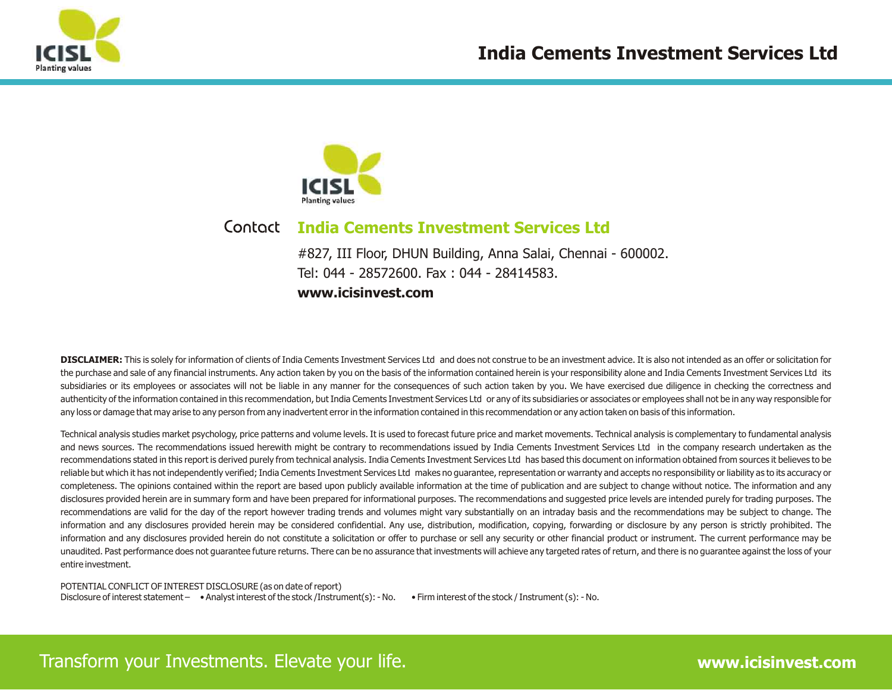Contact **India Cements Investment Services Ltd**

#827, III Floor, DHUN Building, Anna Salai, Chennai - 600002.
Tel: 044 - 28572600. Fax : 044 - 28414583.
**www.icisinvest.com**

**DISCLAIMER:** This is solely for information of clients of India Cements Investment Services Ltd and does not construe to be an investment advice. It is also not intended as an offer or solicitation for the purchase and sale of any financial instruments. Any action taken by you on the basis of the information contained herein is your responsibility alone and India Cements Investment Services Ltd its subsidiaries or its employees or associates will not be liable in any manner for the consequences of such action taken by you. We have exercised due diligence in checking the correctness and authenticity of the information contained in this recommendation, but India Cements Investment Services Ltd or any of its subsidiaries or associates or employees shall not be in any way responsible for any loss or damage that may arise to any person from any inadvertent error in the information contained in this recommendation or any action taken on basis of this information.

Technical analysis studies market psychology, price patterns and volume levels. It is used to forecast future price and market movements. Technical analysis is complementary to fundamental analysis and news sources. The recommendations issued herewith might be contrary to recommendations issued by India Cements Investment Services Ltd in the company research undertaken as the recommendations stated in this report is derived purely from technical analysis. India Cements Investment Services Ltd has based this document on information obtained from sources it believes to be reliable but which it has not independently verified; India Cements Investment Services Ltd makes no guarantee, representation or warranty and accepts no responsibility or liability as to its accuracy or completeness. The opinions contained within the report are based upon publicly available information at the time of publication and are subject to change without notice. The information and any disclosures provided herein are in summary form and have been prepared for informational purposes. The recommendations and suggested price levels are intended purely for trading purposes. The recommendations are valid for the day of the report however trading trends and volumes might vary substantially on an intraday basis and the recommendations may be subject to change. The information and any disclosures provided herein may be considered confidential. Any use, distribution, modification, copying, forwarding or disclosure by any person is strictly prohibited. The information and any disclosures provided herein do not constitute a solicitation or offer to purchase or sell any security or other financial product or instrument. The current performance may be unaudited. Past performance does not guarantee future returns. There can be no assurance that investments will achieve any targeted rates of return, and there is no guarantee against the loss of your entire investment.

POTENTIAL CONFLICT OF INTEREST DISCLOSURE (as on date of report)
Disclosure of interest statement – • Analyst interest of the stock /Instrument(s): - No. • Firm interest of the stock / Instrument (s): - No.

Transform your Investments. Elevate your life. **www.icisinvest.com**